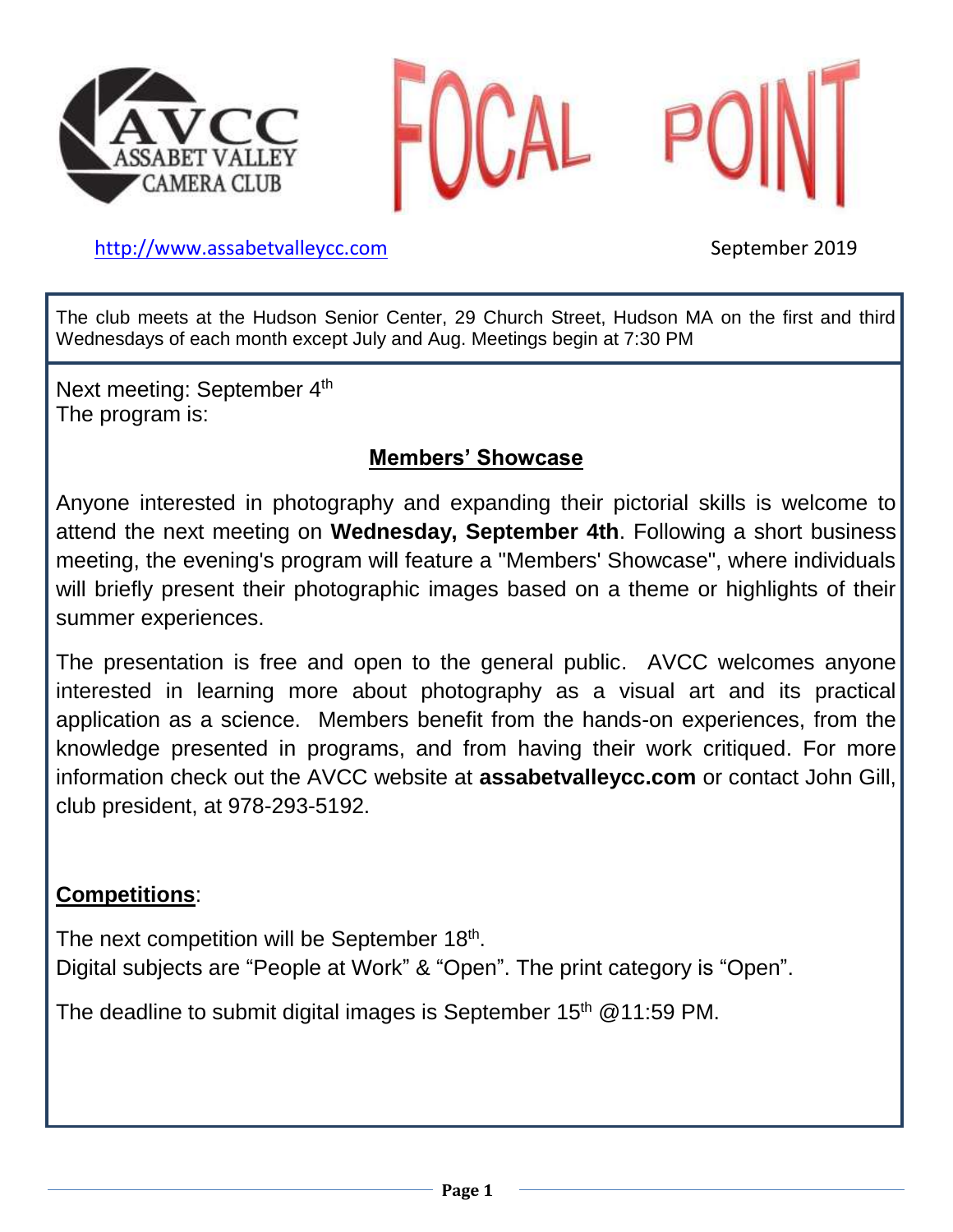# AVCC ASSABET VALLEY CAMERA CLUB

# FOCAL POINT

http://www.assabetvalleycc.com

September 2019

The club meets at the Hudson Senior Center, 29 Church Street, Hudson MA on the first and third Wednesdays of each month except July and Aug. Meetings begin at 7:30 PM

Next meeting: September 4th
The program is:

## Members' Showcase

Anyone interested in photography and expanding their pictorial skills is welcome to attend the next meeting on **Wednesday, September 4th**. Following a short business meeting, the evening's program will feature a "Members' Showcase", where individuals will briefly present their photographic images based on a theme or highlights of their summer experiences.

The presentation is free and open to the general public. AVCC welcomes anyone interested in learning more about photography as a visual art and its practical application as a science. Members benefit from the hands-on experiences, from the knowledge presented in programs, and from having their work critiqued. For more information check out the AVCC website at **assabetvalleycc.com** or contact John Gill, club president, at 978-293-5192.

## Competitions:

The next competition will be September 18th.
Digital subjects are "People at Work" & "Open". The print category is "Open".

The deadline to submit digital images is September 15th @11:59 PM.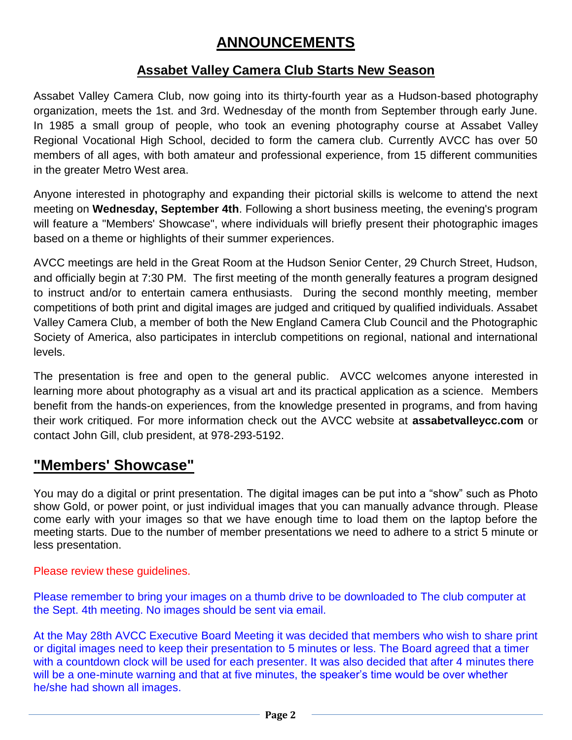# ANNOUNCEMENTS

## Assabet Valley Camera Club Starts New Season

Assabet Valley Camera Club, now going into its thirty-fourth year as a Hudson-based photography organization, meets the 1st. and 3rd. Wednesday of the month from September through early June. In 1985 a small group of people, who took an evening photography course at Assabet Valley Regional Vocational High School, decided to form the camera club. Currently AVCC has over 50 members of all ages, with both amateur and professional experience, from 15 different communities in the greater Metro West area.

Anyone interested in photography and expanding their pictorial skills is welcome to attend the next meeting on **Wednesday, September 4th**. Following a short business meeting, the evening's program will feature a "Members' Showcase", where individuals will briefly present their photographic images based on a theme or highlights of their summer experiences.

AVCC meetings are held in the Great Room at the Hudson Senior Center, 29 Church Street, Hudson, and officially begin at 7:30 PM. The first meeting of the month generally features a program designed to instruct and/or to entertain camera enthusiasts. During the second monthly meeting, member competitions of both print and digital images are judged and critiqued by qualified individuals. Assabet Valley Camera Club, a member of both the New England Camera Club Council and the Photographic Society of America, also participates in interclub competitions on regional, national and international levels.

The presentation is free and open to the general public. AVCC welcomes anyone interested in learning more about photography as a visual art and its practical application as a science. Members benefit from the hands-on experiences, from the knowledge presented in programs, and from having their work critiqued. For more information check out the AVCC website at **assabetvalleycc.com** or contact John Gill, club president, at 978-293-5192.

## "Members' Showcase"

You may do a digital or print presentation. The digital images can be put into a "show" such as Photo show Gold, or power point, or just individual images that you can manually advance through. Please come early with your images so that we have enough time to load them on the laptop before the meeting starts. Due to the number of member presentations we need to adhere to a strict 5 minute or less presentation.

Please review these guidelines.

Please remember to bring your images on a thumb drive to be downloaded to The club computer at the Sept. 4th meeting. No images should be sent via email.

At the May 28th AVCC Executive Board Meeting it was decided that members who wish to share print or digital images need to keep their presentation to 5 minutes or less. The Board agreed that a timer with a countdown clock will be used for each presenter. It was also decided that after 4 minutes there will be a one-minute warning and that at five minutes, the speaker's time would be over whether he/she had shown all images.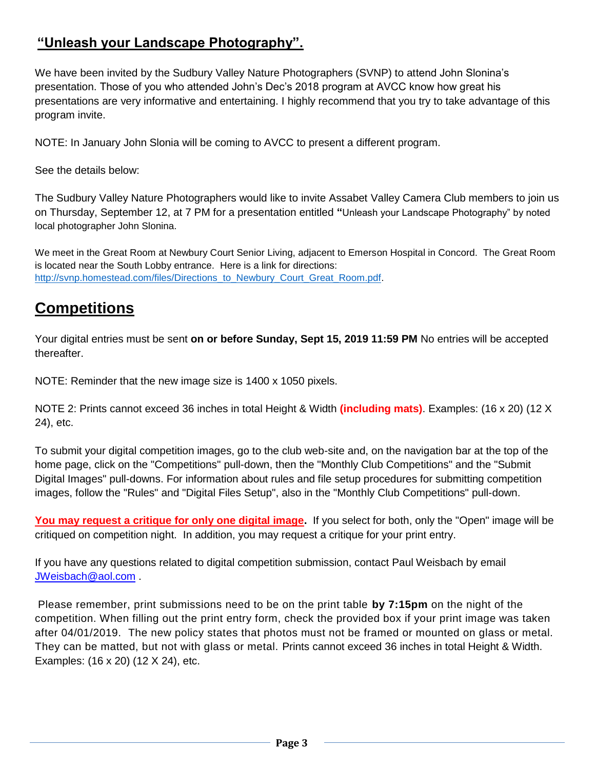## **“Unleash your Landscape Photography”.**

We have been invited by the Sudbury Valley Nature Photographers (SVNP) to attend John Slonina’s presentation. Those of you who attended John’s Dec’s 2018 program at AVCC know how great his presentations are very informative and entertaining. I highly recommend that you try to take advantage of this program invite.

NOTE: In January John Slonia will be coming to AVCC to present a different program.

See the details below:

The Sudbury Valley Nature Photographers would like to invite Assabet Valley Camera Club members to join us on Thursday, September 12, at 7 PM for a presentation entitled **“**Unleash your Landscape Photography” by noted local photographer John Slonina.

We meet in the Great Room at Newbury Court Senior Living, adjacent to Emerson Hospital in Concord. The Great Room is located near the South Lobby entrance. Here is a link for directions: [http://svnp.homestead.com/files/Directions_to_Newbury_Court_Great_Room.pdf](http://svnp.homestead.com/files/Directions_to_Newbury_Court_Great_Room.pdf).

# **Competitions**

Your digital entries must be sent **on or before Sunday, Sept 15, 2019 11:59 PM** No entries will be accepted thereafter.

NOTE: Reminder that the new image size is 1400 x 1050 pixels.

NOTE 2: Prints cannot exceed 36 inches in total Height & Width **(including mats)**. Examples: (16 x 20) (12 X 24), etc.

To submit your digital competition images, go to the club web-site and, on the navigation bar at the top of the home page, click on the "Competitions" pull-down, then the "Monthly Club Competitions" and the "Submit Digital Images" pull-downs. For information about rules and file setup procedures for submitting competition images, follow the "Rules" and "Digital Files Setup", also in the "Monthly Club Competitions" pull-down.

**You may request a critique for only one digital image.** If you select for both, only the "Open" image will be critiqued on competition night. In addition, you may request a critique for your print entry.

If you have any questions related to digital competition submission, contact Paul Weisbach by email [JWeisbach@aol.com](mailto:JWeisbach@aol.com) .

Please remember, print submissions need to be on the print table **by 7:15pm** on the night of the competition. When filling out the print entry form, check the provided box if your print image was taken after 04/01/2019. The new policy states that photos must not be framed or mounted on glass or metal. They can be matted, but not with glass or metal. Prints cannot exceed 36 inches in total Height & Width. Examples: (16 x 20) (12 X 24), etc.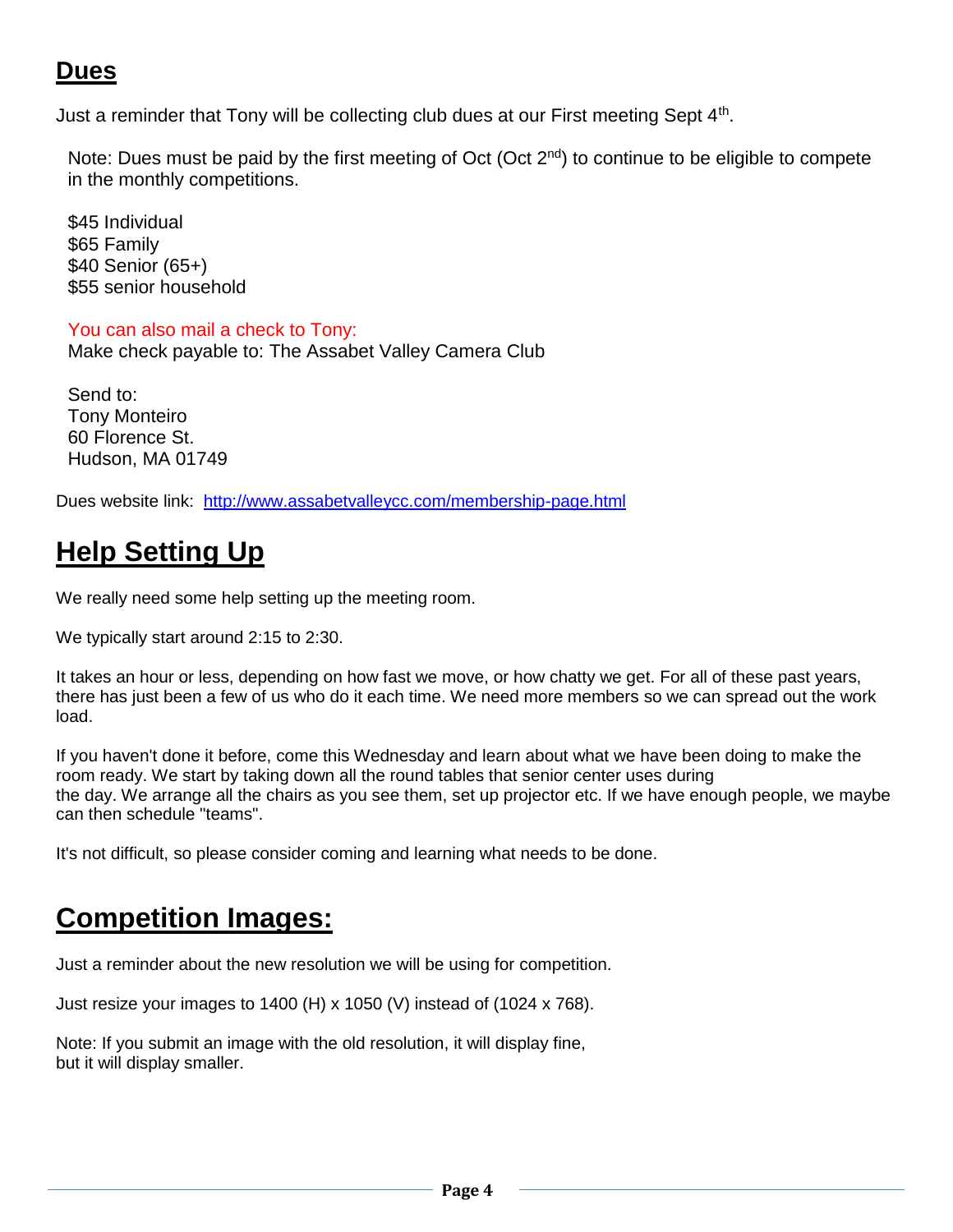## Dues

Just a reminder that Tony will be collecting club dues at our First meeting Sept 4th.

Note: Dues must be paid by the first meeting of Oct (Oct 2nd) to continue to be eligible to compete in the monthly competitions.

$45 Individual  
$65 Family  
$40 Senior (65+)  
$55 senior household

You can also mail a check to Tony:  
Make check payable to: The Assabet Valley Camera Club

Send to:  
Tony Monteiro  
60 Florence St.  
Hudson, MA 01749

Dues website link: [http://www.assabetvalleycc.com/membership-page.html](http://www.assabetvalleycc.com/membership-page.html)

## Help Setting Up

We really need some help setting up the meeting room.

We typically start around 2:15 to 2:30.

It takes an hour or less, depending on how fast we move, or how chatty we get. For all of these past years, there has just been a few of us who do it each time. We need more members so we can spread out the work load.

If you haven't done it before, come this Wednesday and learn about what we have been doing to make the room ready. We start by taking down all the round tables that senior center uses during the day. We arrange all the chairs as you see them, set up projector etc. If we have enough people, we maybe can then schedule "teams".

It's not difficult, so please consider coming and learning what needs to be done.

## Competition Images:

Just a reminder about the new resolution we will be using for competition.

Just resize your images to 1400 (H) x 1050 (V) instead of (1024 x 768).

Note: If you submit an image with the old resolution, it will display fine, but it will display smaller.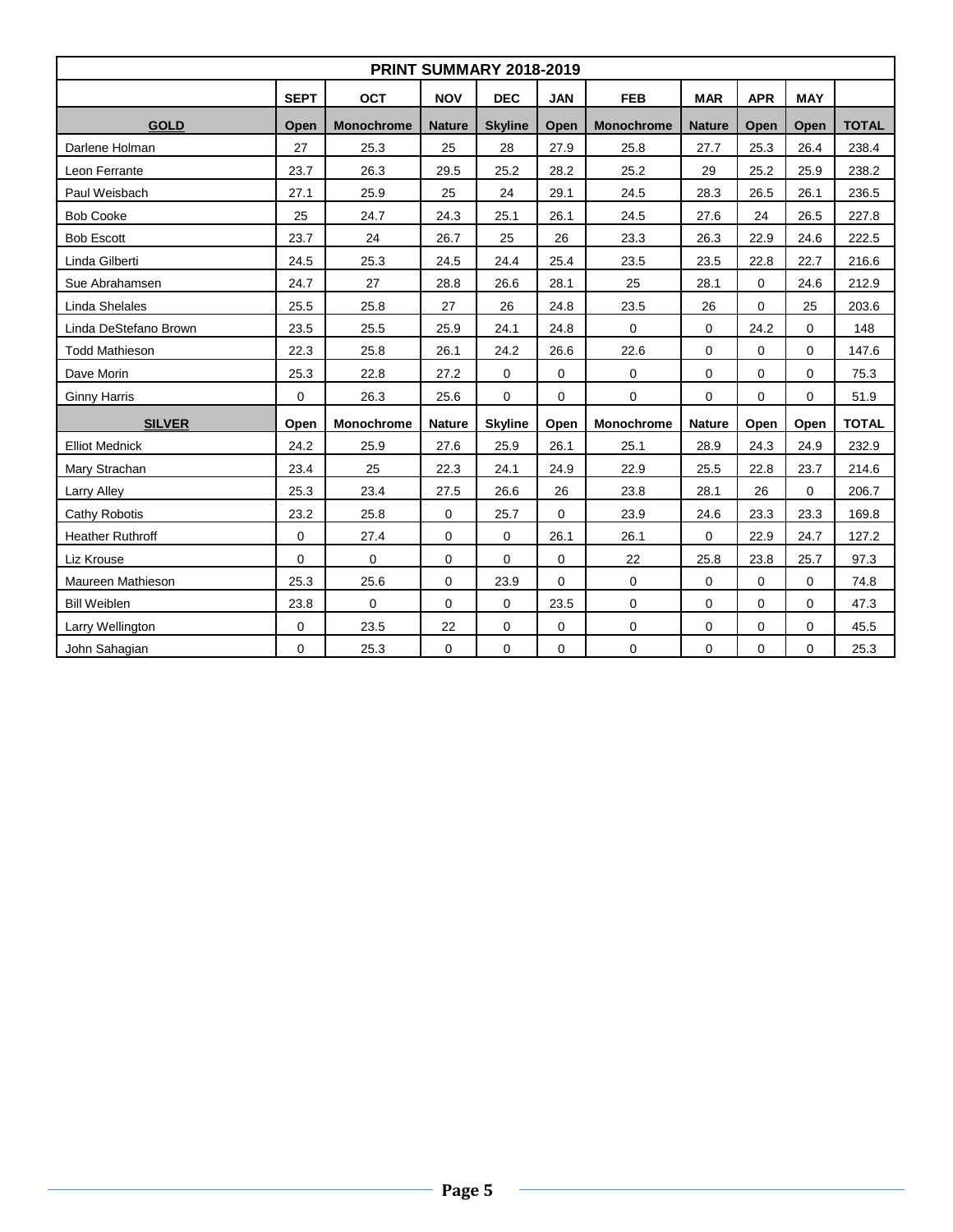# PRINT SUMMARY 2018-2019

| | SEPT | OCT | NOV | DEC | JAN | FEB | MAR | APR | MAY | |
|---|---|---|---|---|---|---|---|---|---|---|
| **GOLD** | **Open** | **Monochrome** | **Nature** | **Skyline** | **Open** | **Monochrome** | **Nature** | **Open** | **Open** | **TOTAL** |
| Darlene Holman | 27 | 25.3 | 25 | 28 | 27.9 | 25.8 | 27.7 | 25.3 | 26.4 | 238.4 |
| Leon Ferrante | 23.7 | 26.3 | 29.5 | 25.2 | 28.2 | 25.2 | 29 | 25.2 | 25.9 | 238.2 |
| Paul Weisbach | 27.1 | 25.9 | 25 | 24 | 29.1 | 24.5 | 28.3 | 26.5 | 26.1 | 236.5 |
| Bob Cooke | 25 | 24.7 | 24.3 | 25.1 | 26.1 | 24.5 | 27.6 | 24 | 26.5 | 227.8 |
| Bob Escott | 23.7 | 24 | 26.7 | 25 | 26 | 23.3 | 26.3 | 22.9 | 24.6 | 222.5 |
| Linda Gilberti | 24.5 | 25.3 | 24.5 | 24.4 | 25.4 | 23.5 | 23.5 | 22.8 | 22.7 | 216.6 |
| Sue Abrahamsen | 24.7 | 27 | 28.8 | 26.6 | 28.1 | 25 | 28.1 | 0 | 24.6 | 212.9 |
| Linda Shelales | 25.5 | 25.8 | 27 | 26 | 24.8 | 23.5 | 26 | 0 | 25 | 203.6 |
| Linda DeStefano Brown | 23.5 | 25.5 | 25.9 | 24.1 | 24.8 | 0 | 0 | 24.2 | 0 | 148 |
| Todd Mathieson | 22.3 | 25.8 | 26.1 | 24.2 | 26.6 | 22.6 | 0 | 0 | 0 | 147.6 |
| Dave Morin | 25.3 | 22.8 | 27.2 | 0 | 0 | 0 | 0 | 0 | 0 | 75.3 |
| Ginny Harris | 0 | 26.3 | 25.6 | 0 | 0 | 0 | 0 | 0 | 0 | 51.9 |
| **SILVER** | **Open** | **Monochrome** | **Nature** | **Skyline** | **Open** | **Monochrome** | **Nature** | **Open** | **Open** | **TOTAL** |
| Elliot Mednick | 24.2 | 25.9 | 27.6 | 25.9 | 26.1 | 25.1 | 28.9 | 24.3 | 24.9 | 232.9 |
| Mary Strachan | 23.4 | 25 | 22.3 | 24.1 | 24.9 | 22.9 | 25.5 | 22.8 | 23.7 | 214.6 |
| Larry Alley | 25.3 | 23.4 | 27.5 | 26.6 | 26 | 23.8 | 28.1 | 26 | 0 | 206.7 |
| Cathy Robotis | 23.2 | 25.8 | 0 | 25.7 | 0 | 23.9 | 24.6 | 23.3 | 23.3 | 169.8 |
| Heather Ruthroff | 0 | 27.4 | 0 | 0 | 26.1 | 26.1 | 0 | 22.9 | 24.7 | 127.2 |
| Liz Krouse | 0 | 0 | 0 | 0 | 0 | 22 | 25.8 | 23.8 | 25.7 | 97.3 |
| Maureen Mathieson | 25.3 | 25.6 | 0 | 23.9 | 0 | 0 | 0 | 0 | 0 | 74.8 |
| Bill Weiblen | 23.8 | 0 | 0 | 0 | 23.5 | 0 | 0 | 0 | 0 | 47.3 |
| Larry Wellington | 0 | 23.5 | 22 | 0 | 0 | 0 | 0 | 0 | 0 | 45.5 |
| John Sahagian | 0 | 25.3 | 0 | 0 | 0 | 0 | 0 | 0 | 0 | 25.3 |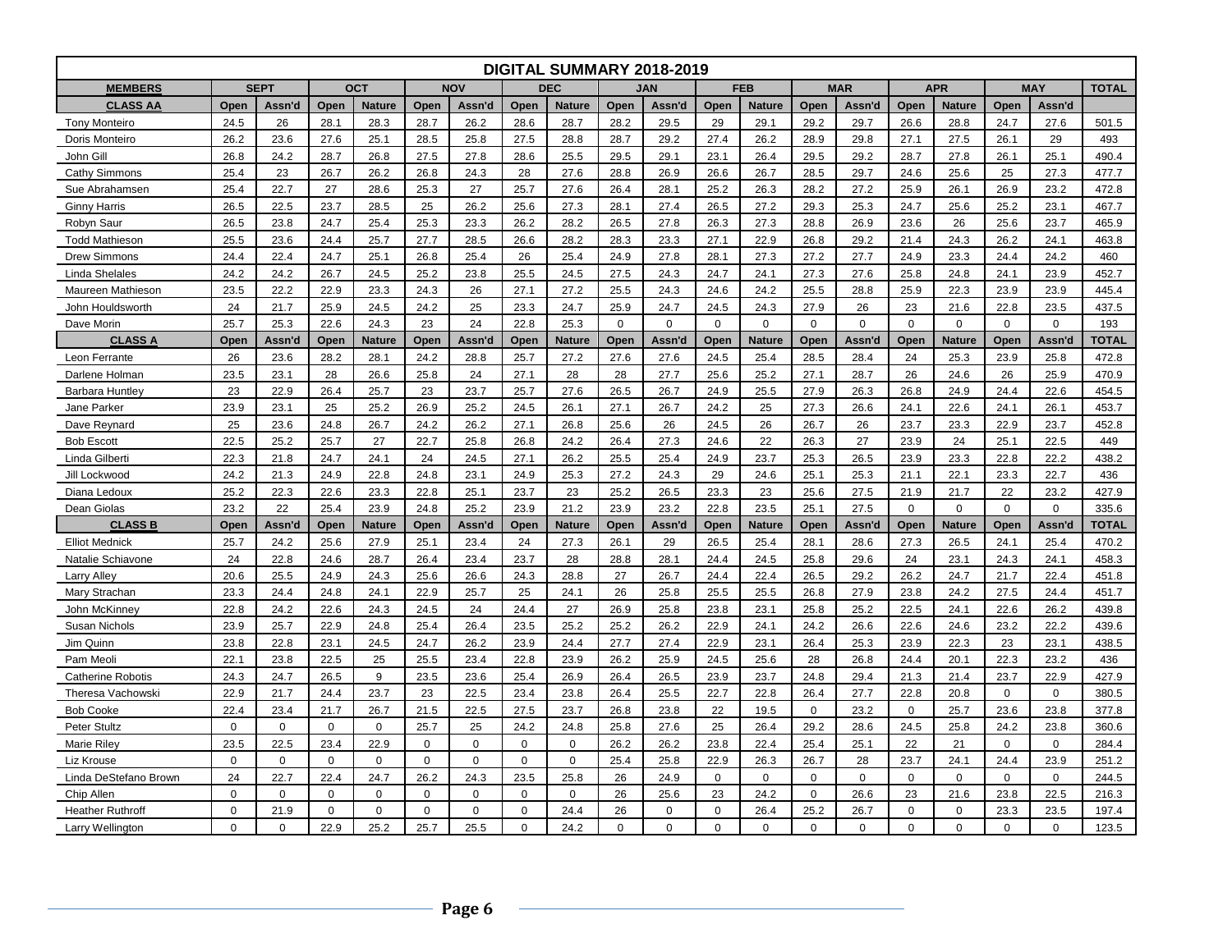| DIGITAL SUMMARY 2018-2019 | | | | | | | | | | | | | | | | | | | | |
|---|---|---|---|---|---|---|---|---|---|---|---|---|---|---|---|---|---|---|---|---|
| **MEMBERS** | **SEPT** | | **OCT** | | **NOV** | | **DEC** | | **JAN** | | **FEB** | | **MAR** | | **APR** | | **MAY** | | **TOTAL** |
| **CLASS AA** | **Open** | **Assn'd** | **Open** | **Nature** | **Open** | **Assn'd** | **Open** | **Nature** | **Open** | **Assn'd** | **Open** | **Nature** | **Open** | **Assn'd** | **Open** | **Nature** | **Open** | **Assn'd** | |
| Tony Monteiro | 24.5 | 26 | 28.1 | 28.3 | 28.7 | 26.2 | 28.6 | 28.7 | 28.2 | 29.5 | 29 | 29.1 | 29.2 | 29.7 | 26.6 | 28.8 | 24.7 | 27.6 | 501.5 |
| Doris Monteiro | 26.2 | 23.6 | 27.6 | 25.1 | 28.5 | 25.8 | 27.5 | 28.8 | 28.7 | 29.2 | 27.4 | 26.2 | 28.9 | 29.8 | 27.1 | 27.5 | 26.1 | 29 | 493 |
| John Gill | 26.8 | 24.2 | 28.7 | 26.8 | 27.5 | 27.8 | 28.6 | 25.5 | 29.5 | 29.1 | 23.1 | 26.4 | 29.5 | 29.2 | 28.7 | 27.8 | 26.1 | 25.1 | 490.4 |
| Cathy Simmons | 25.4 | 23 | 26.7 | 26.2 | 26.8 | 24.3 | 28 | 27.6 | 28.8 | 26.9 | 26.6 | 26.7 | 28.5 | 29.7 | 24.6 | 25.6 | 25 | 27.3 | 477.7 |
| Sue Abrahamsen | 25.4 | 22.7 | 27 | 28.6 | 25.3 | 27 | 25.7 | 27.6 | 26.4 | 28.1 | 25.2 | 26.3 | 28.2 | 27.2 | 25.9 | 26.1 | 26.9 | 23.2 | 472.8 |
| Ginny Harris | 26.5 | 22.5 | 23.7 | 28.5 | 25 | 26.2 | 25.6 | 27.3 | 28.1 | 27.4 | 26.5 | 27.2 | 29.3 | 25.3 | 24.7 | 25.6 | 25.2 | 23.1 | 467.7 |
| Robyn Saur | 26.5 | 23.8 | 24.7 | 25.4 | 25.3 | 23.3 | 26.2 | 28.2 | 26.5 | 27.8 | 26.3 | 27.3 | 28.8 | 26.9 | 23.6 | 26 | 25.6 | 23.7 | 465.9 |
| Todd Mathieson | 25.5 | 23.6 | 24.4 | 25.7 | 27.7 | 28.5 | 26.6 | 28.2 | 28.3 | 23.3 | 27.1 | 22.9 | 26.8 | 29.2 | 21.4 | 24.3 | 26.2 | 24.1 | 463.8 |
| Drew Simmons | 24.4 | 22.4 | 24.7 | 25.1 | 26.8 | 25.4 | 26 | 25.4 | 24.9 | 27.8 | 28.1 | 27.3 | 27.2 | 27.7 | 24.9 | 23.3 | 24.4 | 24.2 | 460 |
| Linda Shelales | 24.2 | 24.2 | 26.7 | 24.5 | 25.2 | 23.8 | 25.5 | 24.5 | 27.5 | 24.3 | 24.7 | 24.1 | 27.3 | 27.6 | 25.8 | 24.8 | 24.1 | 23.9 | 452.7 |
| Maureen Mathieson | 23.5 | 22.2 | 22.9 | 23.3 | 24.3 | 26 | 27.1 | 27.2 | 25.5 | 24.3 | 24.6 | 24.2 | 25.5 | 28.8 | 25.9 | 22.3 | 23.9 | 23.9 | 445.4 |
| John Houldsworth | 24 | 21.7 | 25.9 | 24.5 | 24.2 | 25 | 23.3 | 24.7 | 25.9 | 24.7 | 24.5 | 24.3 | 27.9 | 26 | 23 | 21.6 | 22.8 | 23.5 | 437.5 |
| Dave Morin | 25.7 | 25.3 | 22.6 | 24.3 | 23 | 24 | 22.8 | 25.3 | 0 | 0 | 0 | 0 | 0 | 0 | 0 | 0 | 0 | 0 | 193 |
| **CLASS A** | **Open** | **Assn'd** | **Open** | **Nature** | **Open** | **Assn'd** | **Open** | **Nature** | **Open** | **Assn'd** | **Open** | **Nature** | **Open** | **Assn'd** | **Open** | **Nature** | **Open** | **Assn'd** | **TOTAL** |
| Leon Ferrante | 26 | 23.6 | 28.2 | 28.1 | 24.2 | 28.8 | 25.7 | 27.2 | 27.6 | 27.6 | 24.5 | 25.4 | 28.5 | 28.4 | 24 | 25.3 | 23.9 | 25.8 | 472.8 |
| Darlene Holman | 23.5 | 23.1 | 28 | 26.6 | 25.8 | 24 | 27.1 | 28 | 28 | 27.7 | 25.6 | 25.2 | 27.1 | 28.7 | 26 | 24.6 | 26 | 25.9 | 470.9 |
| Barbara Huntley | 23 | 22.9 | 26.4 | 25.7 | 23 | 23.7 | 25.7 | 27.6 | 26.5 | 26.7 | 24.9 | 25.5 | 27.9 | 26.3 | 26.8 | 24.9 | 24.4 | 22.6 | 454.5 |
| Jane Parker | 23.9 | 23.1 | 25 | 25.2 | 26.9 | 25.2 | 24.5 | 26.1 | 27.1 | 26.7 | 24.2 | 25 | 27.3 | 26.6 | 24.1 | 22.6 | 24.1 | 26.1 | 453.7 |
| Dave Reynard | 25 | 23.6 | 24.8 | 26.7 | 24.2 | 26.2 | 27.1 | 26.8 | 25.6 | 26 | 24.5 | 26 | 26.7 | 26 | 23.7 | 23.3 | 22.9 | 23.7 | 452.8 |
| Bob Escott | 22.5 | 25.2 | 25.7 | 27 | 22.7 | 25.8 | 26.8 | 24.2 | 26.4 | 27.3 | 24.6 | 22 | 26.3 | 27 | 23.9 | 24 | 25.1 | 22.5 | 449 |
| Linda Gilberti | 22.3 | 21.8 | 24.7 | 24.1 | 24 | 24.5 | 27.1 | 26.2 | 25.5 | 25.4 | 24.9 | 23.7 | 25.3 | 26.5 | 23.9 | 23.3 | 22.8 | 22.2 | 438.2 |
| Jill Lockwood | 24.2 | 21.3 | 24.9 | 22.8 | 24.8 | 23.1 | 24.9 | 25.3 | 27.2 | 24.3 | 29 | 24.6 | 25.1 | 25.3 | 21.1 | 22.1 | 23.3 | 22.7 | 436 |
| Diana Ledoux | 25.2 | 22.3 | 22.6 | 23.3 | 22.8 | 25.1 | 23.7 | 23 | 25.2 | 26.5 | 23.3 | 23 | 25.6 | 27.5 | 21.9 | 21.7 | 22 | 23.2 | 427.9 |
| Dean Giolas | 23.2 | 22 | 25.4 | 23.9 | 24.8 | 25.2 | 23.9 | 21.2 | 23.9 | 23.2 | 22.8 | 23.5 | 25.1 | 27.5 | 0 | 0 | 0 | 0 | 335.6 |
| **CLASS B** | **Open** | **Assn'd** | **Open** | **Nature** | **Open** | **Assn'd** | **Open** | **Nature** | **Open** | **Assn'd** | **Open** | **Nature** | **Open** | **Assn'd** | **Open** | **Nature** | **Open** | **Assn'd** | **TOTAL** |
| Elliot Mednick | 25.7 | 24.2 | 25.6 | 27.9 | 25.1 | 23.4 | 24 | 27.3 | 26.1 | 29 | 26.5 | 25.4 | 28.1 | 28.6 | 27.3 | 26.5 | 24.1 | 25.4 | 470.2 |
| Natalie Schiavone | 24 | 22.8 | 24.6 | 28.7 | 26.4 | 23.4 | 23.7 | 28 | 28.8 | 28.1 | 24.4 | 24.5 | 25.8 | 29.6 | 24 | 23.1 | 24.3 | 24.1 | 458.3 |
| Larry Alley | 20.6 | 25.5 | 24.9 | 24.3 | 25.6 | 26.6 | 24.3 | 28.8 | 27 | 26.7 | 24.4 | 22.4 | 26.5 | 29.2 | 26.2 | 24.7 | 21.7 | 22.4 | 451.8 |
| Mary Strachan | 23.3 | 24.4 | 24.8 | 24.1 | 22.9 | 25.7 | 25 | 24.1 | 26 | 25.8 | 25.5 | 25.5 | 26.8 | 27.9 | 23.8 | 24.2 | 27.5 | 24.4 | 451.7 |
| John McKinney | 22.8 | 24.2 | 22.6 | 24.3 | 24.5 | 24 | 24.4 | 27 | 26.9 | 25.8 | 23.8 | 23.1 | 25.8 | 25.2 | 22.5 | 24.1 | 22.6 | 26.2 | 439.8 |
| Susan Nichols | 23.9 | 25.7 | 22.9 | 24.8 | 25.4 | 26.4 | 23.5 | 25.2 | 25.2 | 26.2 | 22.9 | 24.1 | 24.2 | 26.6 | 22.6 | 24.6 | 23.2 | 22.2 | 439.6 |
| Jim Quinn | 23.8 | 22.8 | 23.1 | 24.5 | 24.7 | 26.2 | 23.9 | 24.4 | 27.7 | 27.4 | 22.9 | 23.1 | 26.4 | 25.3 | 23.9 | 22.3 | 23 | 23.1 | 438.5 |
| Pam Meoli | 22.1 | 23.8 | 22.5 | 25 | 25.5 | 23.4 | 22.8 | 23.9 | 26.2 | 25.9 | 24.5 | 25.6 | 28 | 26.8 | 24.4 | 20.1 | 22.3 | 23.2 | 436 |
| Catherine Robotis | 24.3 | 24.7 | 26.5 | 9 | 23.5 | 23.6 | 25.4 | 26.9 | 26.4 | 26.5 | 23.9 | 23.7 | 24.8 | 29.4 | 21.3 | 21.4 | 23.7 | 22.9 | 427.9 |
| Theresa Vachowski | 22.9 | 21.7 | 24.4 | 23.7 | 23 | 22.5 | 23.4 | 23.8 | 26.4 | 25.5 | 22.7 | 22.8 | 26.4 | 27.7 | 22.8 | 20.8 | 0 | 0 | 380.5 |
| Bob Cooke | 22.4 | 23.4 | 21.7 | 26.7 | 21.5 | 22.5 | 27.5 | 23.7 | 26.8 | 23.8 | 22 | 19.5 | 0 | 23.2 | 0 | 25.7 | 23.6 | 23.8 | 377.8 |
| Peter Stultz | 0 | 0 | 0 | 0 | 25.7 | 25 | 24.2 | 24.8 | 25.8 | 27.6 | 25 | 26.4 | 29.2 | 28.6 | 24.5 | 25.8 | 24.2 | 23.8 | 360.6 |
| Marie Riley | 23.5 | 22.5 | 23.4 | 22.9 | 0 | 0 | 0 | 0 | 26.2 | 26.2 | 23.8 | 22.4 | 25.4 | 25.1 | 22 | 21 | 0 | 0 | 284.4 |
| Liz Krouse | 0 | 0 | 0 | 0 | 0 | 0 | 0 | 0 | 25.4 | 25.8 | 22.9 | 26.3 | 26.7 | 28 | 23.7 | 24.1 | 24.4 | 23.9 | 251.2 |
| Linda DeStefano Brown | 24 | 22.7 | 22.4 | 24.7 | 26.2 | 24.3 | 23.5 | 25.8 | 26 | 24.9 | 0 | 0 | 0 | 0 | 0 | 0 | 0 | 0 | 244.5 |
| Chip Allen | 0 | 0 | 0 | 0 | 0 | 0 | 0 | 0 | 26 | 25.6 | 23 | 24.2 | 0 | 26.6 | 23 | 21.6 | 23.8 | 22.5 | 216.3 |
| Heather Ruthroff | 0 | 21.9 | 0 | 0 | 0 | 0 | 0 | 24.4 | 26 | 0 | 0 | 26.4 | 25.2 | 26.7 | 0 | 0 | 23.3 | 23.5 | 197.4 |
| Larry Wellington | 0 | 0 | 22.9 | 25.2 | 25.7 | 25.5 | 0 | 24.2 | 0 | 0 | 0 | 0 | 0 | 0 | 0 | 0 | 0 | 0 | 123.5 |